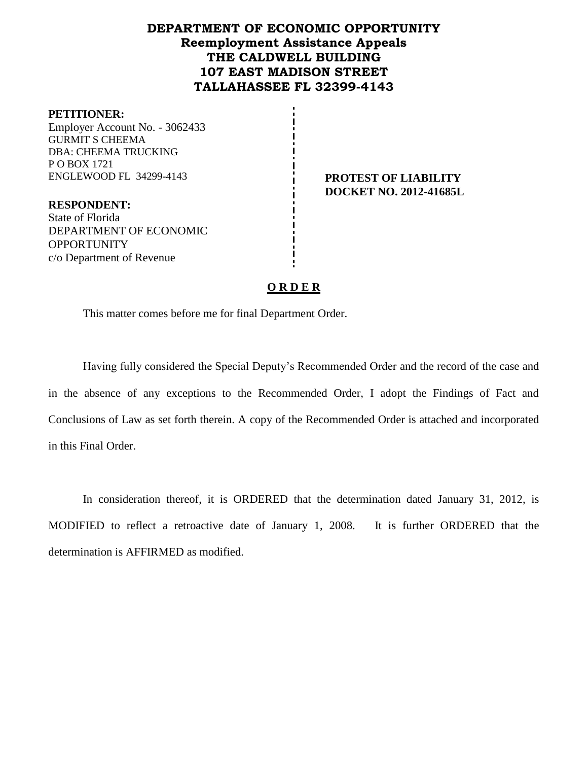# DEPARTMENT OF ECONOMIC OPPORTUNITY
## Reemployment Assistance Appeals
## THE CALDWELL BUILDING
## 107 EAST MADISON STREET
## TALLAHASSEE FL 32399-4143

**PETITIONER:**
Employer Account No. - 3062433
GURMIT S CHEEMA
DBA: CHEEMA TRUCKING
P O BOX 1721
ENGLEWOOD FL 34299-4143

**RESPONDENT:**
State of Florida
DEPARTMENT OF ECONOMIC OPPORTUNITY
c/o Department of Revenue

**PROTEST OF LIABILITY**
**DOCKET NO. 2012-41685L**

## O R D E R

This matter comes before me for final Department Order.

Having fully considered the Special Deputy's Recommended Order and the record of the case and in the absence of any exceptions to the Recommended Order, I adopt the Findings of Fact and Conclusions of Law as set forth therein. A copy of the Recommended Order is attached and incorporated in this Final Order.

In consideration thereof, it is ORDERED that the determination dated January 31, 2012, is MODIFIED to reflect a retroactive date of January 1, 2008. It is further ORDERED that the determination is AFFIRMED as modified.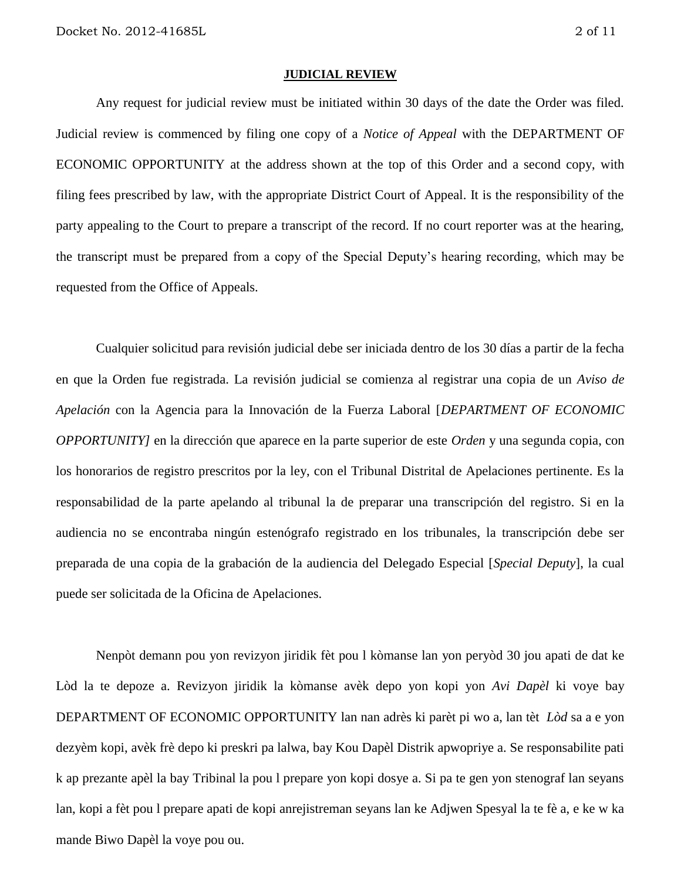**JUDICIAL REVIEW**

Any request for judicial review must be initiated within 30 days of the date the Order was filed. Judicial review is commenced by filing one copy of a *Notice of Appeal* with the DEPARTMENT OF ECONOMIC OPPORTUNITY at the address shown at the top of this Order and a second copy, with filing fees prescribed by law, with the appropriate District Court of Appeal. It is the responsibility of the party appealing to the Court to prepare a transcript of the record. If no court reporter was at the hearing, the transcript must be prepared from a copy of the Special Deputy's hearing recording, which may be requested from the Office of Appeals.

Cualquier solicitud para revisión judicial debe ser iniciada dentro de los 30 días a partir de la fecha en que la Orden fue registrada. La revisión judicial se comienza al registrar una copia de un *Aviso de Apelación* con la Agencia para la Innovación de la Fuerza Laboral [*DEPARTMENT OF ECONOMIC OPPORTUNITY]* en la dirección que aparece en la parte superior de este *Orden* y una segunda copia, con los honorarios de registro prescritos por la ley, con el Tribunal Distrital de Apelaciones pertinente. Es la responsabilidad de la parte apelando al tribunal la de preparar una transcripción del registro. Si en la audiencia no se encontraba ningún estenógrafo registrado en los tribunales, la transcripción debe ser preparada de una copia de la grabación de la audiencia del Delegado Especial [*Special Deputy*], la cual puede ser solicitada de la Oficina de Apelaciones.

Nenpòt demann pou yon revizyon jiridik fèt pou l kòmanse lan yon peryòd 30 jou apati de dat ke Lòd la te depoze a. Revizyon jiridik la kòmanse avèk depo yon kopi yon *Avi Dapèl* ki voye bay DEPARTMENT OF ECONOMIC OPPORTUNITY lan nan adrès ki parèt pi wo a, lan tèt *Lòd* sa a e yon dezyèm kopi, avèk frè depo ki preskri pa lalwa, bay Kou Dapèl Distrik apwopriye a. Se responsabilite pati k ap prezante apèl la bay Tribinal la pou l prepare yon kopi dosye a. Si pa te gen yon stenograf lan seyans lan, kopi a fèt pou l prepare apati de kopi anrejistreman seyans lan ke Adjwen Spesyal la te fè a, e ke w ka mande Biwo Dapèl la voye pou ou.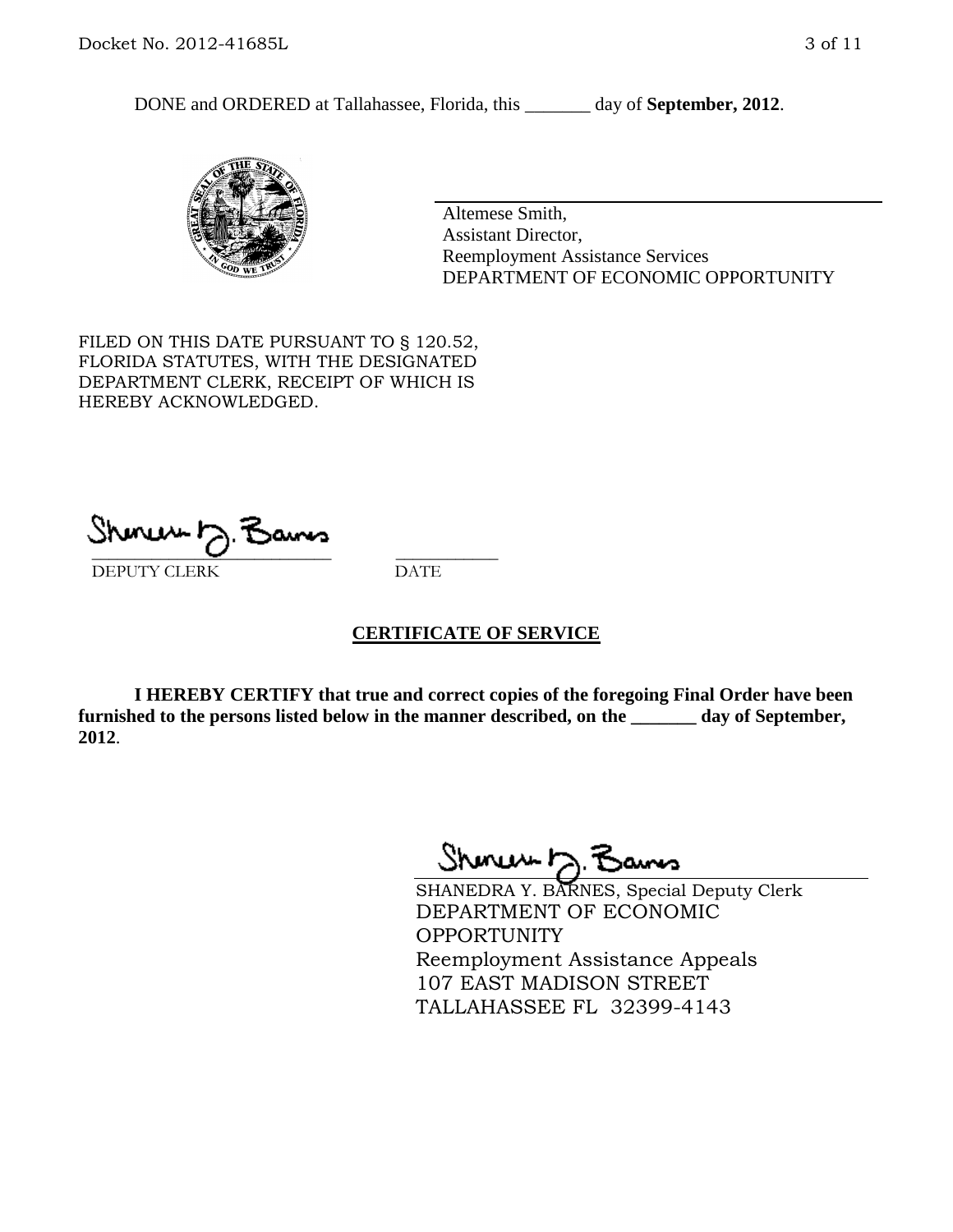DONE and ORDERED at Tallahassee, Florida, this _______ day of **September, 2012**.

Altemese Smith,
Assistant Director,
Reemployment Assistance Services
DEPARTMENT OF ECONOMIC OPPORTUNITY

FILED ON THIS DATE PURSUANT TO § 120.52, FLORIDA STATUTES, WITH THE DESIGNATED DEPARTMENT CLERK, RECEIPT OF WHICH IS HEREBY ACKNOWLEDGED.

___________________________ ___________
DEPUTY CLERK DATE

## **CERTIFICATE OF SERVICE**

**I HEREBY CERTIFY that true and correct copies of the foregoing Final Order have been furnished to the persons listed below in the manner described, on the _______ day of September, 2012**.

SHANEDRA Y. BARNES, Special Deputy Clerk
DEPARTMENT OF ECONOMIC OPPORTUNITY
Reemployment Assistance Appeals
107 EAST MADISON STREET
TALLAHASSEE FL 32399-4143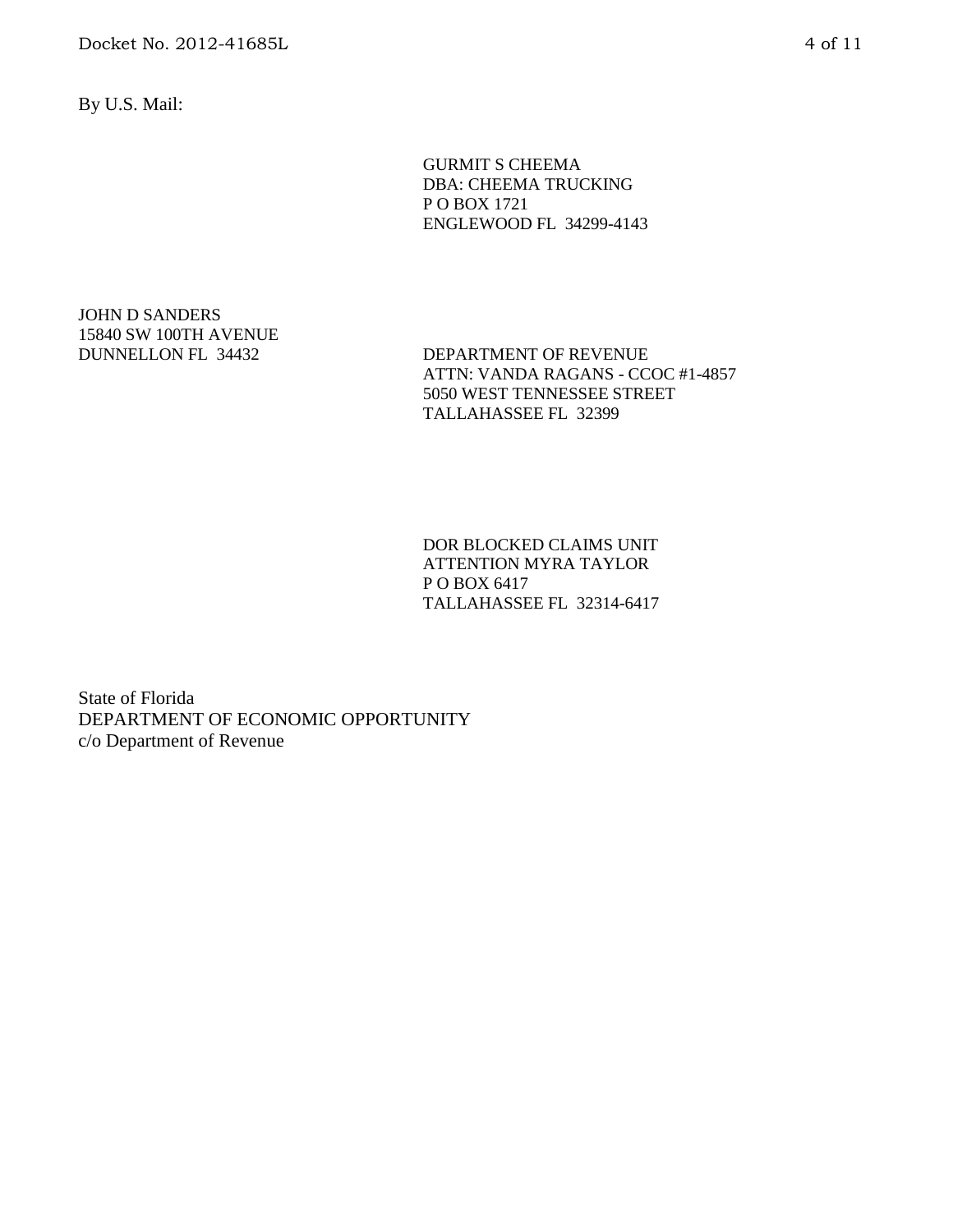By U.S. Mail:

GURMIT S CHEEMA
DBA: CHEEMA TRUCKING
P O BOX 1721
ENGLEWOOD FL 34299-4143

JOHN D SANDERS
15840 SW 100TH AVENUE
DUNNELLON FL 34432

DEPARTMENT OF REVENUE
ATTN: VANDA RAGANS - CCOC #1-4857
5050 WEST TENNESSEE STREET
TALLAHASSEE FL 32399

DOR BLOCKED CLAIMS UNIT
ATTENTION MYRA TAYLOR
P O BOX 6417
TALLAHASSEE FL 32314-6417

State of Florida
DEPARTMENT OF ECONOMIC OPPORTUNITY
c/o Department of Revenue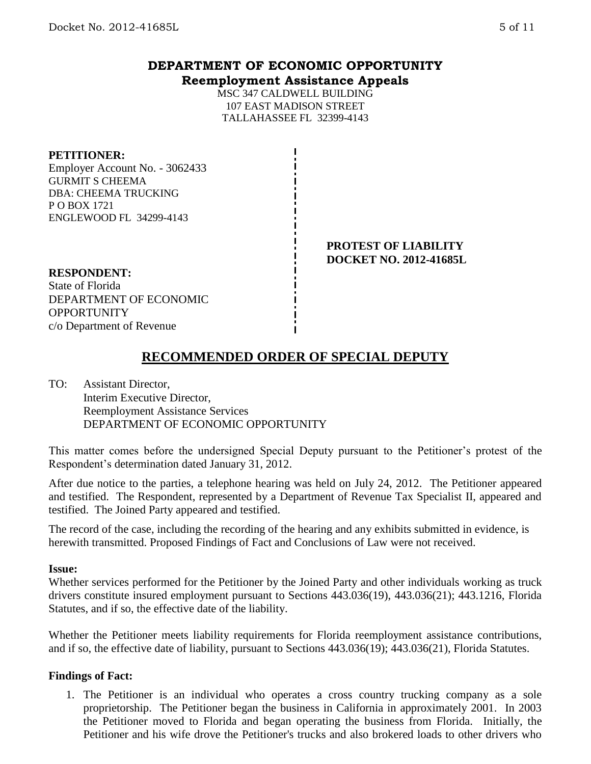# DEPARTMENT OF ECONOMIC OPPORTUNITY
## Reemployment Assistance Appeals

MSC 347 CALDWELL BUILDING
107 EAST MADISON STREET
TALLAHASSEE FL 32399-4143

**PETITIONER:**
Employer Account No. - 3062433
GURMIT S CHEEMA
DBA: CHEEMA TRUCKING
P O BOX 1721
ENGLEWOOD FL 34299-4143

**PROTEST OF LIABILITY**
**DOCKET NO. 2012-41685L**

**RESPONDENT:**
State of Florida
DEPARTMENT OF ECONOMIC OPPORTUNITY
c/o Department of Revenue

## RECOMMENDED ORDER OF SPECIAL DEPUTY

TO: Assistant Director,
Interim Executive Director,
Reemployment Assistance Services
DEPARTMENT OF ECONOMIC OPPORTUNITY

This matter comes before the undersigned Special Deputy pursuant to the Petitioner's protest of the Respondent's determination dated January 31, 2012.

After due notice to the parties, a telephone hearing was held on July 24, 2012. The Petitioner appeared and testified. The Respondent, represented by a Department of Revenue Tax Specialist II, appeared and testified. The Joined Party appeared and testified.

The record of the case, including the recording of the hearing and any exhibits submitted in evidence, is herewith transmitted. Proposed Findings of Fact and Conclusions of Law were not received.

**Issue:**
Whether services performed for the Petitioner by the Joined Party and other individuals working as truck drivers constitute insured employment pursuant to Sections 443.036(19), 443.036(21); 443.1216, Florida Statutes, and if so, the effective date of the liability.

Whether the Petitioner meets liability requirements for Florida reemployment assistance contributions, and if so, the effective date of liability, pursuant to Sections 443.036(19); 443.036(21), Florida Statutes.

**Findings of Fact:**

1. The Petitioner is an individual who operates a cross country trucking company as a sole proprietorship. The Petitioner began the business in California in approximately 2001. In 2003 the Petitioner moved to Florida and began operating the business from Florida. Initially, the Petitioner and his wife drove the Petitioner's trucks and also brokered loads to other drivers who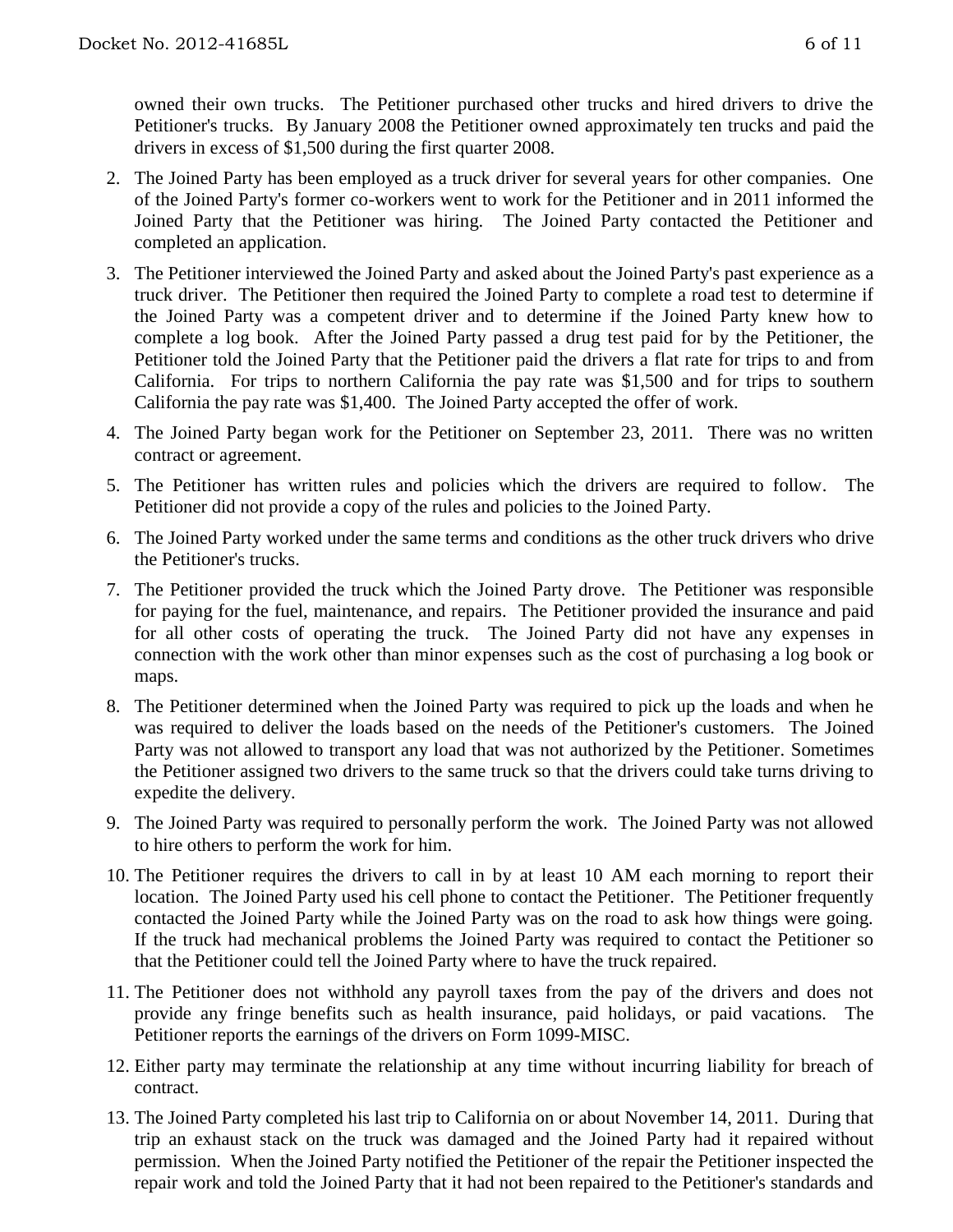owned their own trucks. The Petitioner purchased other trucks and hired drivers to drive the Petitioner's trucks. By January 2008 the Petitioner owned approximately ten trucks and paid the drivers in excess of $1,500 during the first quarter 2008.

2. The Joined Party has been employed as a truck driver for several years for other companies. One of the Joined Party's former co-workers went to work for the Petitioner and in 2011 informed the Joined Party that the Petitioner was hiring. The Joined Party contacted the Petitioner and completed an application.

3. The Petitioner interviewed the Joined Party and asked about the Joined Party's past experience as a truck driver. The Petitioner then required the Joined Party to complete a road test to determine if the Joined Party was a competent driver and to determine if the Joined Party knew how to complete a log book. After the Joined Party passed a drug test paid for by the Petitioner, the Petitioner told the Joined Party that the Petitioner paid the drivers a flat rate for trips to and from California. For trips to northern California the pay rate was $1,500 and for trips to southern California the pay rate was $1,400. The Joined Party accepted the offer of work.

4. The Joined Party began work for the Petitioner on September 23, 2011. There was no written contract or agreement.

5. The Petitioner has written rules and policies which the drivers are required to follow. The Petitioner did not provide a copy of the rules and policies to the Joined Party.

6. The Joined Party worked under the same terms and conditions as the other truck drivers who drive the Petitioner's trucks.

7. The Petitioner provided the truck which the Joined Party drove. The Petitioner was responsible for paying for the fuel, maintenance, and repairs. The Petitioner provided the insurance and paid for all other costs of operating the truck. The Joined Party did not have any expenses in connection with the work other than minor expenses such as the cost of purchasing a log book or maps.

8. The Petitioner determined when the Joined Party was required to pick up the loads and when he was required to deliver the loads based on the needs of the Petitioner's customers. The Joined Party was not allowed to transport any load that was not authorized by the Petitioner. Sometimes the Petitioner assigned two drivers to the same truck so that the drivers could take turns driving to expedite the delivery.

9. The Joined Party was required to personally perform the work. The Joined Party was not allowed to hire others to perform the work for him.

10. The Petitioner requires the drivers to call in by at least 10 AM each morning to report their location. The Joined Party used his cell phone to contact the Petitioner. The Petitioner frequently contacted the Joined Party while the Joined Party was on the road to ask how things were going. If the truck had mechanical problems the Joined Party was required to contact the Petitioner so that the Petitioner could tell the Joined Party where to have the truck repaired.

11. The Petitioner does not withhold any payroll taxes from the pay of the drivers and does not provide any fringe benefits such as health insurance, paid holidays, or paid vacations. The Petitioner reports the earnings of the drivers on Form 1099-MISC.

12. Either party may terminate the relationship at any time without incurring liability for breach of contract.

13. The Joined Party completed his last trip to California on or about November 14, 2011. During that trip an exhaust stack on the truck was damaged and the Joined Party had it repaired without permission. When the Joined Party notified the Petitioner of the repair the Petitioner inspected the repair work and told the Joined Party that it had not been repaired to the Petitioner's standards and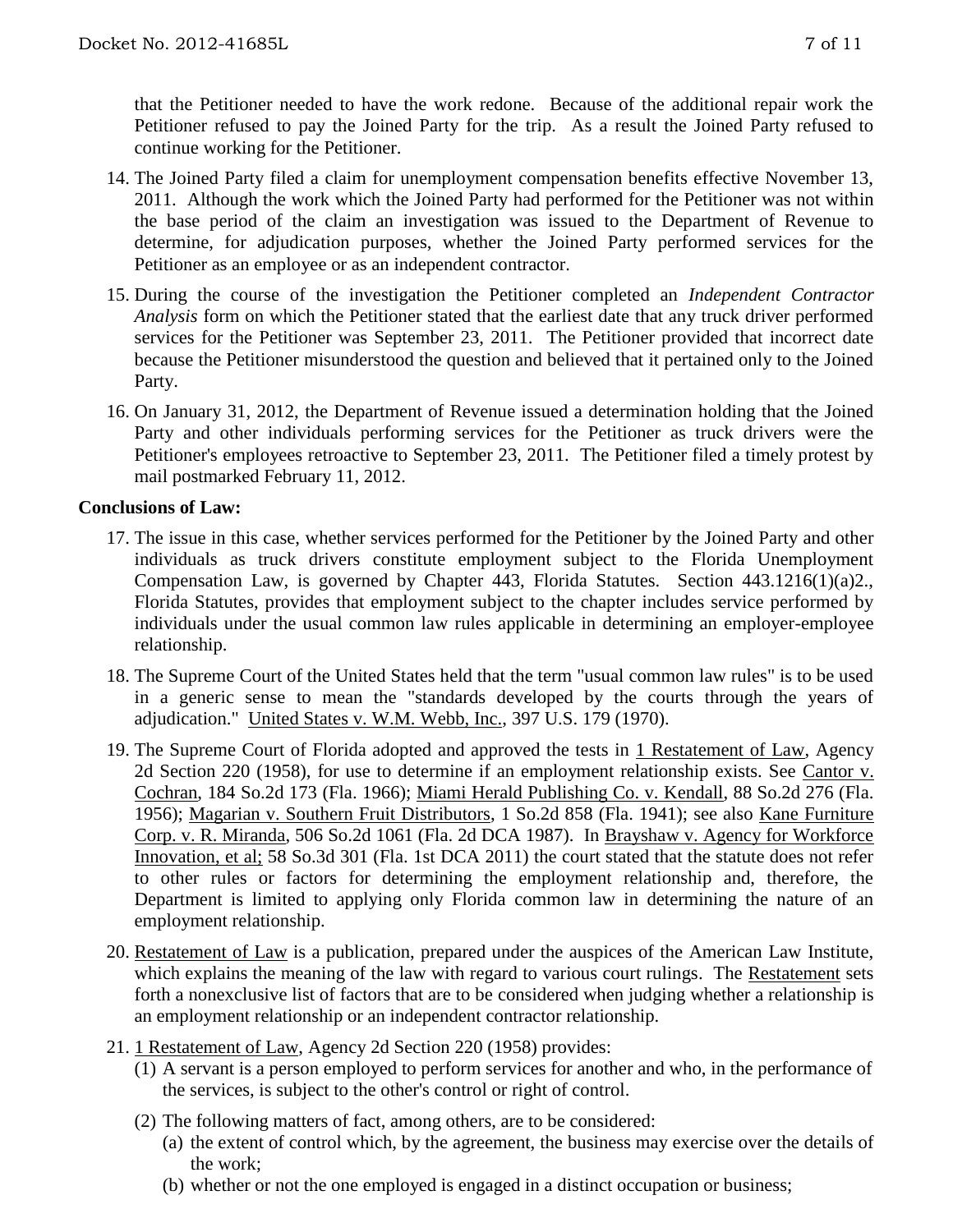that the Petitioner needed to have the work redone. Because of the additional repair work the Petitioner refused to pay the Joined Party for the trip. As a result the Joined Party refused to continue working for the Petitioner.

14. The Joined Party filed a claim for unemployment compensation benefits effective November 13, 2011. Although the work which the Joined Party had performed for the Petitioner was not within the base period of the claim an investigation was issued to the Department of Revenue to determine, for adjudication purposes, whether the Joined Party performed services for the Petitioner as an employee or as an independent contractor.

15. During the course of the investigation the Petitioner completed an *Independent Contractor Analysis* form on which the Petitioner stated that the earliest date that any truck driver performed services for the Petitioner was September 23, 2011. The Petitioner provided that incorrect date because the Petitioner misunderstood the question and believed that it pertained only to the Joined Party.

16. On January 31, 2012, the Department of Revenue issued a determination holding that the Joined Party and other individuals performing services for the Petitioner as truck drivers were the Petitioner's employees retroactive to September 23, 2011. The Petitioner filed a timely protest by mail postmarked February 11, 2012.

**Conclusions of Law:**

17. The issue in this case, whether services performed for the Petitioner by the Joined Party and other individuals as truck drivers constitute employment subject to the Florida Unemployment Compensation Law, is governed by Chapter 443, Florida Statutes. Section 443.1216(1)(a)2., Florida Statutes, provides that employment subject to the chapter includes service performed by individuals under the usual common law rules applicable in determining an employer-employee relationship.

18. The Supreme Court of the United States held that the term "usual common law rules" is to be used in a generic sense to mean the "standards developed by the courts through the years of adjudication." United States v. W.M. Webb, Inc., 397 U.S. 179 (1970).

19. The Supreme Court of Florida adopted and approved the tests in 1 Restatement of Law, Agency 2d Section 220 (1958), for use to determine if an employment relationship exists. See Cantor v. Cochran, 184 So.2d 173 (Fla. 1966); Miami Herald Publishing Co. v. Kendall, 88 So.2d 276 (Fla. 1956); Magarian v. Southern Fruit Distributors, 1 So.2d 858 (Fla. 1941); see also Kane Furniture Corp. v. R. Miranda, 506 So.2d 1061 (Fla. 2d DCA 1987). In Brayshaw v. Agency for Workforce Innovation, et al; 58 So.3d 301 (Fla. 1st DCA 2011) the court stated that the statute does not refer to other rules or factors for determining the employment relationship and, therefore, the Department is limited to applying only Florida common law in determining the nature of an employment relationship.

20. Restatement of Law is a publication, prepared under the auspices of the American Law Institute, which explains the meaning of the law with regard to various court rulings. The Restatement sets forth a nonexclusive list of factors that are to be considered when judging whether a relationship is an employment relationship or an independent contractor relationship.

21. 1 Restatement of Law, Agency 2d Section 220 (1958) provides:
    (1) A servant is a person employed to perform services for another and who, in the performance of the services, is subject to the other's control or right of control.
    (2) The following matters of fact, among others, are to be considered:
        (a) the extent of control which, by the agreement, the business may exercise over the details of the work;
        (b) whether or not the one employed is engaged in a distinct occupation or business;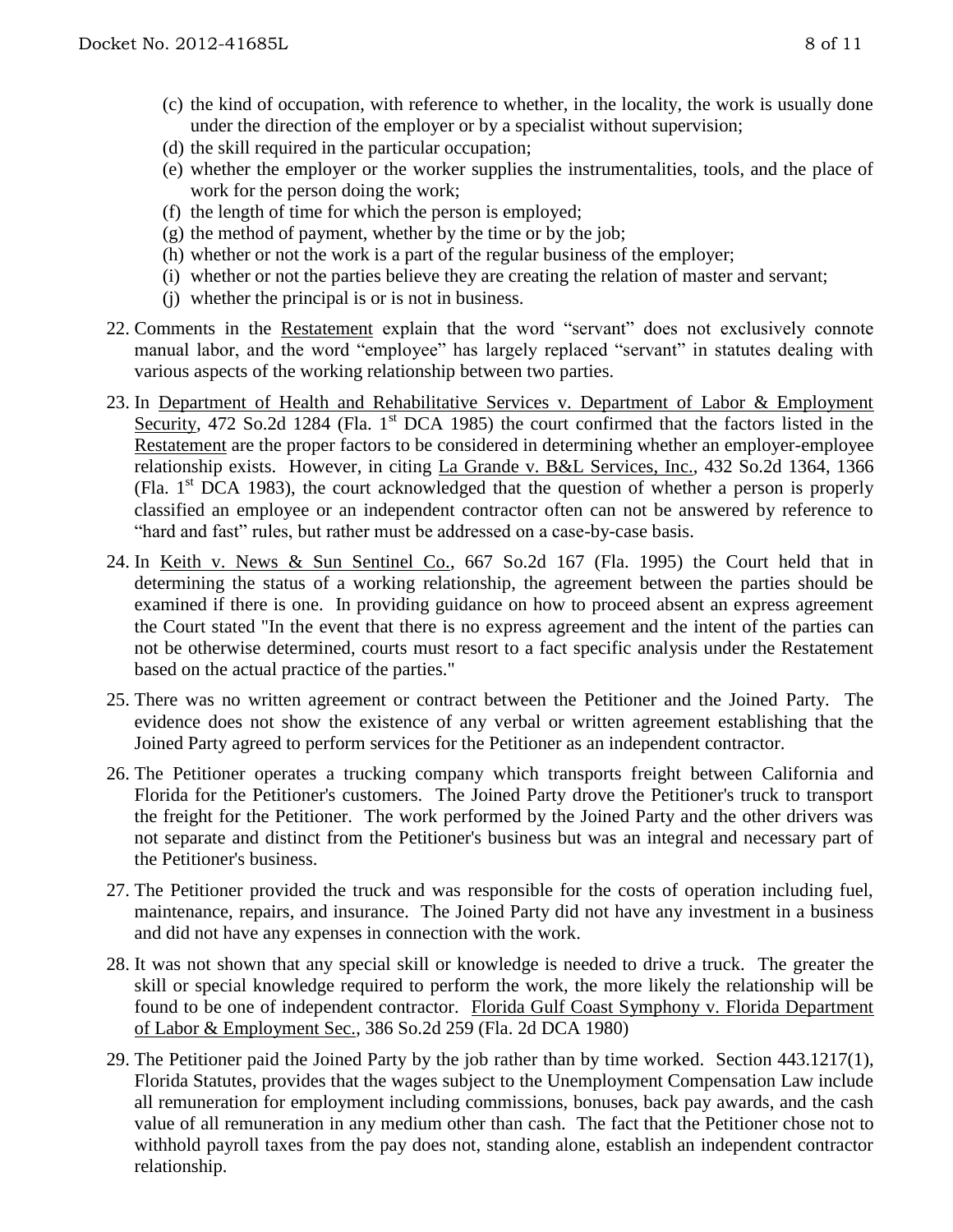- (c) the kind of occupation, with reference to whether, in the locality, the work is usually done under the direction of the employer or by a specialist without supervision;
- (d) the skill required in the particular occupation;
- (e) whether the employer or the worker supplies the instrumentalities, tools, and the place of work for the person doing the work;
- (f) the length of time for which the person is employed;
- (g) the method of payment, whether by the time or by the job;
- (h) whether or not the work is a part of the regular business of the employer;
- (i) whether or not the parties believe they are creating the relation of master and servant;
- (j) whether the principal is or is not in business.

22. Comments in the Restatement explain that the word "servant" does not exclusively connote manual labor, and the word "employee" has largely replaced "servant" in statutes dealing with various aspects of the working relationship between two parties.

23. In Department of Health and Rehabilitative Services v. Department of Labor & Employment Security, 472 So.2d 1284 (Fla. 1st DCA 1985) the court confirmed that the factors listed in the Restatement are the proper factors to be considered in determining whether an employer-employee relationship exists. However, in citing La Grande v. B&L Services, Inc., 432 So.2d 1364, 1366 (Fla. 1st DCA 1983), the court acknowledged that the question of whether a person is properly classified an employee or an independent contractor often can not be answered by reference to "hard and fast" rules, but rather must be addressed on a case-by-case basis.

24. In Keith v. News & Sun Sentinel Co., 667 So.2d 167 (Fla. 1995) the Court held that in determining the status of a working relationship, the agreement between the parties should be examined if there is one. In providing guidance on how to proceed absent an express agreement the Court stated "In the event that there is no express agreement and the intent of the parties can not be otherwise determined, courts must resort to a fact specific analysis under the Restatement based on the actual practice of the parties."

25. There was no written agreement or contract between the Petitioner and the Joined Party. The evidence does not show the existence of any verbal or written agreement establishing that the Joined Party agreed to perform services for the Petitioner as an independent contractor.

26. The Petitioner operates a trucking company which transports freight between California and Florida for the Petitioner's customers. The Joined Party drove the Petitioner's truck to transport the freight for the Petitioner. The work performed by the Joined Party and the other drivers was not separate and distinct from the Petitioner's business but was an integral and necessary part of the Petitioner's business.

27. The Petitioner provided the truck and was responsible for the costs of operation including fuel, maintenance, repairs, and insurance. The Joined Party did not have any investment in a business and did not have any expenses in connection with the work.

28. It was not shown that any special skill or knowledge is needed to drive a truck. The greater the skill or special knowledge required to perform the work, the more likely the relationship will be found to be one of independent contractor. Florida Gulf Coast Symphony v. Florida Department of Labor & Employment Sec., 386 So.2d 259 (Fla. 2d DCA 1980)

29. The Petitioner paid the Joined Party by the job rather than by time worked. Section 443.1217(1), Florida Statutes, provides that the wages subject to the Unemployment Compensation Law include all remuneration for employment including commissions, bonuses, back pay awards, and the cash value of all remuneration in any medium other than cash. The fact that the Petitioner chose not to withhold payroll taxes from the pay does not, standing alone, establish an independent contractor relationship.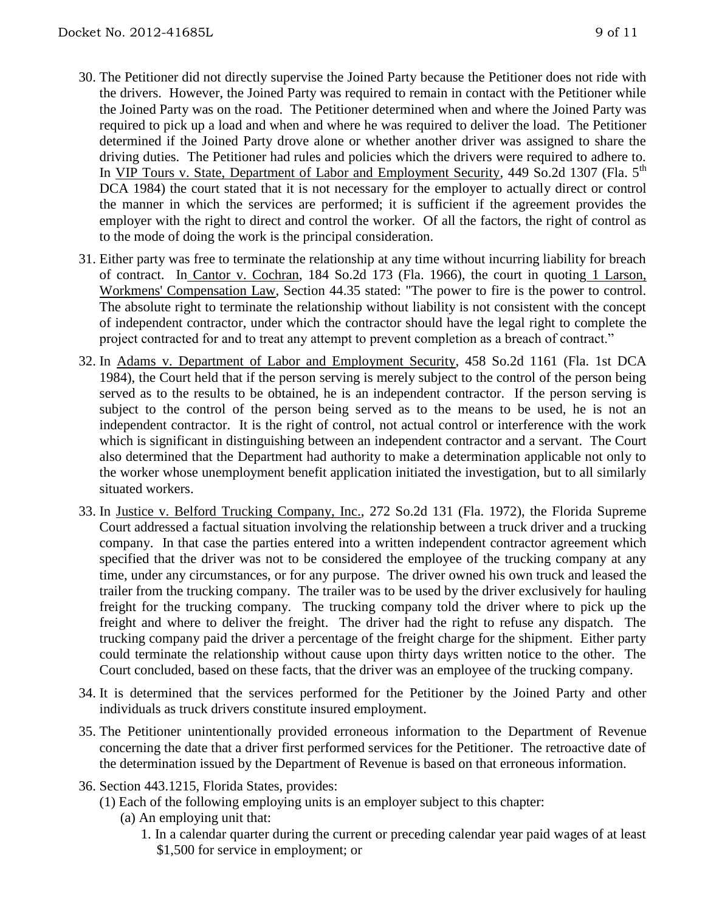30. The Petitioner did not directly supervise the Joined Party because the Petitioner does not ride with the drivers. However, the Joined Party was required to remain in contact with the Petitioner while the Joined Party was on the road. The Petitioner determined when and where the Joined Party was required to pick up a load and when and where he was required to deliver the load. The Petitioner determined if the Joined Party drove alone or whether another driver was assigned to share the driving duties. The Petitioner had rules and policies which the drivers were required to adhere to. In VIP Tours v. State, Department of Labor and Employment Security, 449 So.2d 1307 (Fla. 5th DCA 1984) the court stated that it is not necessary for the employer to actually direct or control the manner in which the services are performed; it is sufficient if the agreement provides the employer with the right to direct and control the worker. Of all the factors, the right of control as to the mode of doing the work is the principal consideration.

31. Either party was free to terminate the relationship at any time without incurring liability for breach of contract. In Cantor v. Cochran, 184 So.2d 173 (Fla. 1966), the court in quoting 1 Larson, Workmens' Compensation Law, Section 44.35 stated: "The power to fire is the power to control. The absolute right to terminate the relationship without liability is not consistent with the concept of independent contractor, under which the contractor should have the legal right to complete the project contracted for and to treat any attempt to prevent completion as a breach of contract."

32. In Adams v. Department of Labor and Employment Security, 458 So.2d 1161 (Fla. 1st DCA 1984), the Court held that if the person serving is merely subject to the control of the person being served as to the results to be obtained, he is an independent contractor. If the person serving is subject to the control of the person being served as to the means to be used, he is not an independent contractor. It is the right of control, not actual control or interference with the work which is significant in distinguishing between an independent contractor and a servant. The Court also determined that the Department had authority to make a determination applicable not only to the worker whose unemployment benefit application initiated the investigation, but to all similarly situated workers.

33. In Justice v. Belford Trucking Company, Inc., 272 So.2d 131 (Fla. 1972), the Florida Supreme Court addressed a factual situation involving the relationship between a truck driver and a trucking company. In that case the parties entered into a written independent contractor agreement which specified that the driver was not to be considered the employee of the trucking company at any time, under any circumstances, or for any purpose. The driver owned his own truck and leased the trailer from the trucking company. The trailer was to be used by the driver exclusively for hauling freight for the trucking company. The trucking company told the driver where to pick up the freight and where to deliver the freight. The driver had the right to refuse any dispatch. The trucking company paid the driver a percentage of the freight charge for the shipment. Either party could terminate the relationship without cause upon thirty days written notice to the other. The Court concluded, based on these facts, that the driver was an employee of the trucking company.

34. It is determined that the services performed for the Petitioner by the Joined Party and other individuals as truck drivers constitute insured employment.

35. The Petitioner unintentionally provided erroneous information to the Department of Revenue concerning the date that a driver first performed services for the Petitioner. The retroactive date of the determination issued by the Department of Revenue is based on that erroneous information.

36. Section 443.1215, Florida States, provides:
    (1) Each of the following employing units is an employer subject to this chapter:
    (a) An employing unit that:
    1. In a calendar quarter during the current or preceding calendar year paid wages of at least $1,500 for service in employment; or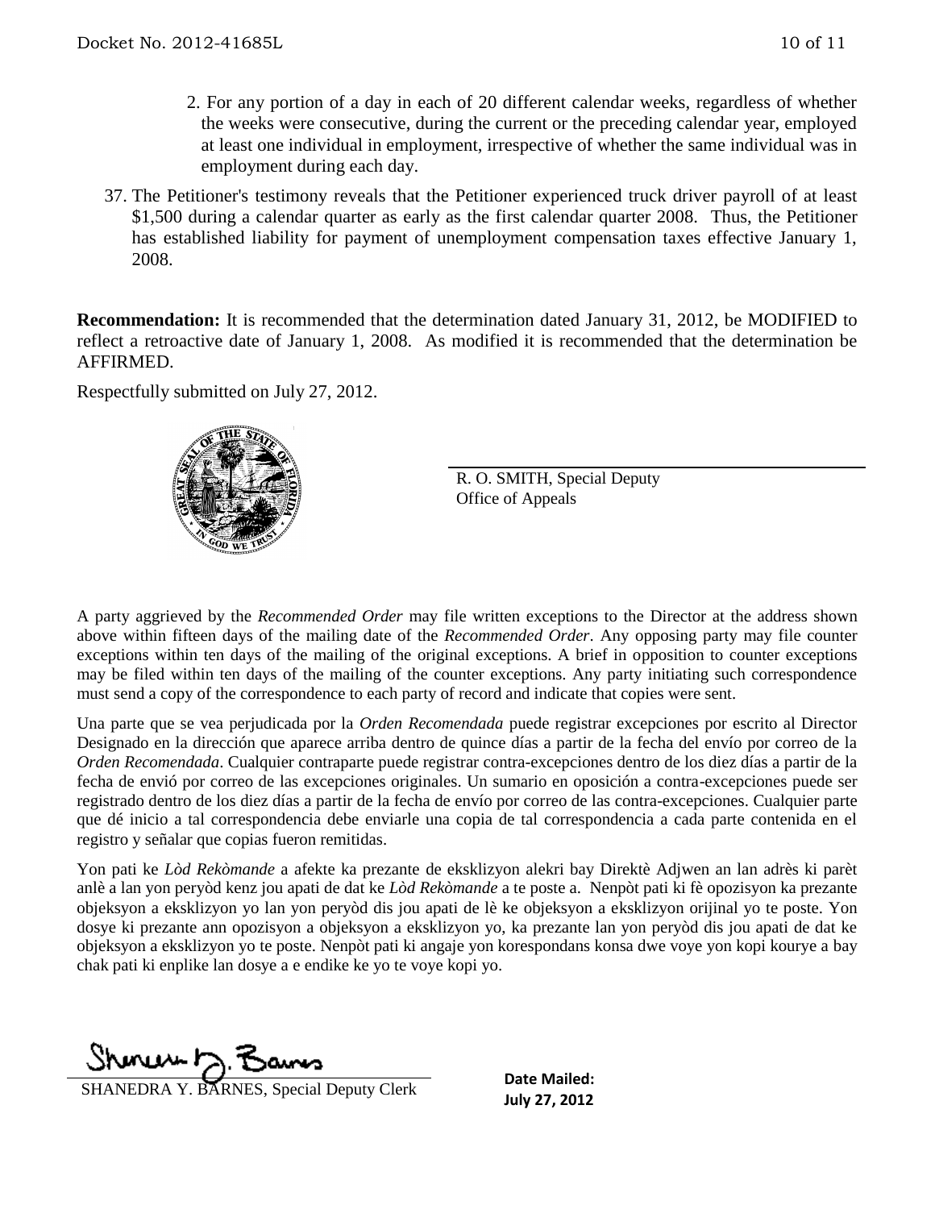2. For any portion of a day in each of 20 different calendar weeks, regardless of whether the weeks were consecutive, during the current or the preceding calendar year, employed at least one individual in employment, irrespective of whether the same individual was in employment during each day.

37. The Petitioner's testimony reveals that the Petitioner experienced truck driver payroll of at least $1,500 during a calendar quarter as early as the first calendar quarter 2008. Thus, the Petitioner has established liability for payment of unemployment compensation taxes effective January 1, 2008.

**Recommendation:** It is recommended that the determination dated January 31, 2012, be MODIFIED to reflect a retroactive date of January 1, 2008. As modified it is recommended that the determination be AFFIRMED.

Respectfully submitted on July 27, 2012.

R. O. SMITH, Special Deputy
Office of Appeals

A party aggrieved by the *Recommended Order* may file written exceptions to the Director at the address shown above within fifteen days of the mailing date of the *Recommended Order*. Any opposing party may file counter exceptions within ten days of the mailing of the original exceptions. A brief in opposition to counter exceptions may be filed within ten days of the mailing of the counter exceptions. Any party initiating such correspondence must send a copy of the correspondence to each party of record and indicate that copies were sent.

Una parte que se vea perjudicada por la *Orden Recomendada* puede registrar excepciones por escrito al Director Designado en la dirección que aparece arriba dentro de quince días a partir de la fecha del envío por correo de la *Orden Recomendada*. Cualquier contraparte puede registrar contra-excepciones dentro de los diez días a partir de la fecha de envió por correo de las excepciones originales. Un sumario en oposición a contra-excepciones puede ser registrado dentro de los diez días a partir de la fecha de envío por correo de las contra-excepciones. Cualquier parte que dé inicio a tal correspondencia debe enviarle una copia de tal correspondencia a cada parte contenida en el registro y señalar que copias fueron remitidas.

Yon pati ke *Lòd Rekòmande* a afekte ka prezante de eksklizyon alekri bay Direktè Adjwen an lan adrès ki parèt anlè a lan yon peryòd kenz jou apati de dat ke *Lòd Rekòmande* a te poste a. Nenpòt pati ki fè opozisyon ka prezante objeksyon a eksklizyon yo lan yon peryòd dis jou apati de lè ke objeksyon a eksklizyon orijinal yo te poste. Yon dosye ki prezante ann opozisyon a objeksyon a eksklizyon yo, ka prezante lan yon peryòd dis jou apati de dat ke objeksyon a eksklizyon yo te poste. Nenpòt pati ki angaje yon korespondans konsa dwe voye yon kopi kourye a bay chak pati ki enplike lan dosye a e endike ke yo te voye kopi yo.

SHANEDRA Y. BARNES, Special Deputy Clerk

**Date Mailed:**
**July 27, 2012**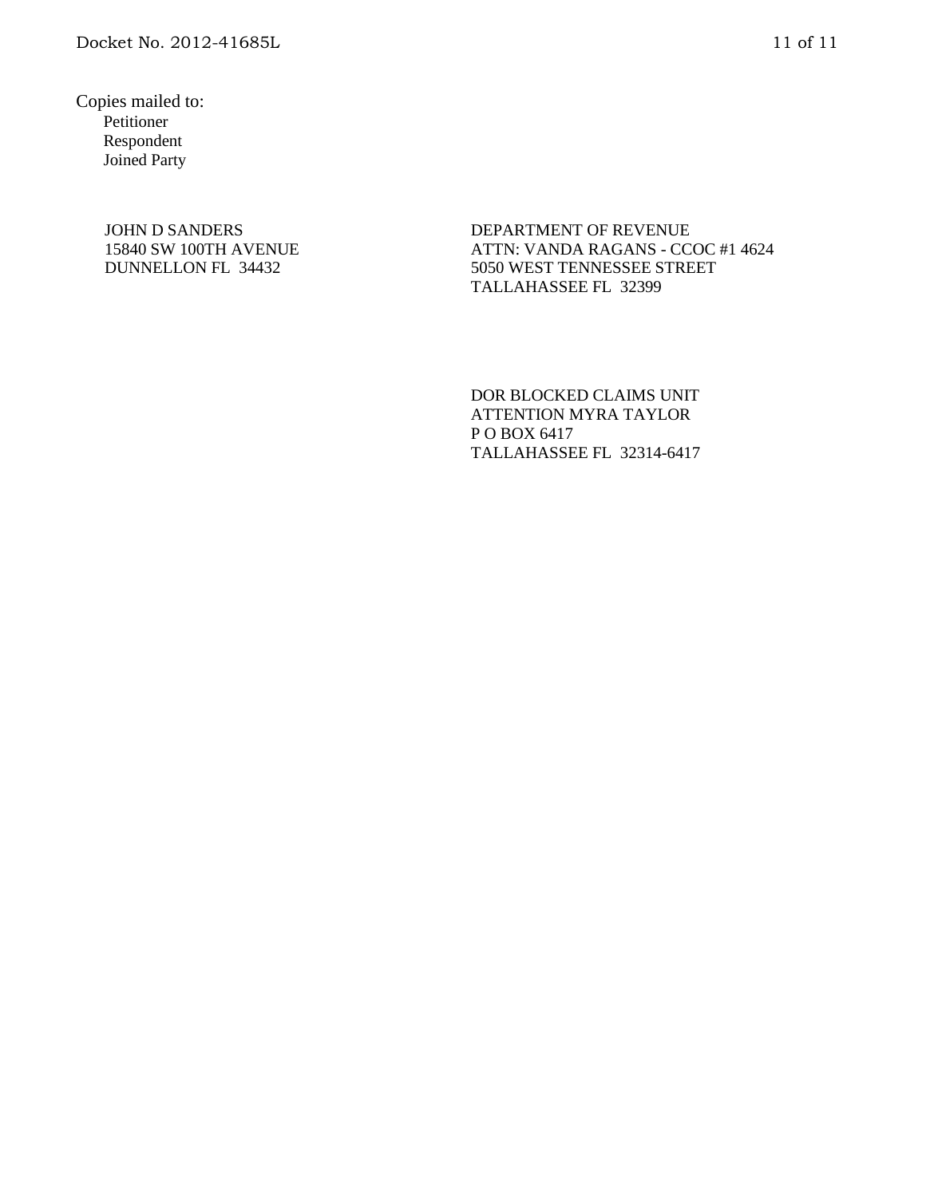Copies mailed to:

Petitioner
Respondent
Joined Party

JOHN D SANDERS
15840 SW 100TH AVENUE
DUNNELLON FL 34432

DEPARTMENT OF REVENUE
ATTN: VANDA RAGANS - CCOC #1 4624
5050 WEST TENNESSEE STREET
TALLAHASSEE FL 32399

DOR BLOCKED CLAIMS UNIT
ATTENTION MYRA TAYLOR
P O BOX 6417
TALLAHASSEE FL 32314-6417